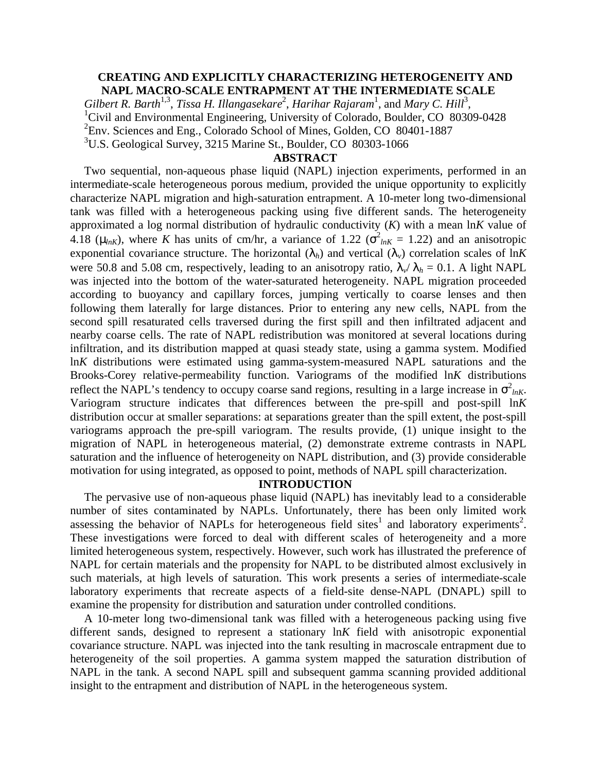# CREATING AND EXPLICITLY CHARACTERIZING HETEROGENEITY AND NAPL MACRO-SCALE ENTRAPMENT AT THE INTERMEDIATE SCALE

*Gilbert R. Barth*[1,3], *Tissa H. Illangasekare*[2], *Harihar Rajaram*[1], and *Mary C. Hill*[3],

[1]Civil and Environmental Engineering, University of Colorado, Boulder, CO 80309-0428

[2]Env. Sciences and Eng., Colorado School of Mines, Golden, CO 80401-1887

[3]U.S. Geological Survey, 3215 Marine St., Boulder, CO 80303-1066

## ABSTRACT

Two sequential, non-aqueous phase liquid (NAPL) injection experiments, performed in an intermediate-scale heterogeneous porous medium, provided the unique opportunity to explicitly characterize NAPL migration and high-saturation entrapment. A 10-meter long two-dimensional tank was filled with a heterogeneous packing using five different sands. The heterogeneity approximated a log normal distribution of hydraulic conductivity (*K*) with a mean ln*K* value of 4.18 ($\mu_{lnK}$), where *K* has units of cm/hr, a variance of 1.22 ($\sigma^2_{lnK}$ = 1.22) and an anisotropic exponential covariance structure. The horizontal ($\lambda_h$) and vertical ($\lambda_v$) correlation scales of ln*K* were 50.8 and 5.08 cm, respectively, leading to an anisotropy ratio, $\lambda_v/\lambda_h = 0.1$. A light NAPL was injected into the bottom of the water-saturated heterogeneity. NAPL migration proceeded according to buoyancy and capillary forces, jumping vertically to coarse lenses and then following them laterally for large distances. Prior to entering any new cells, NAPL from the second spill resaturated cells traversed during the first spill and then infiltrated adjacent and nearby coarse cells. The rate of NAPL redistribution was monitored at several locations during infiltration, and its distribution mapped at quasi steady state, using a gamma system. Modified ln*K* distributions were estimated using gamma-system-measured NAPL saturations and the Brooks-Corey relative-permeability function. Variograms of the modified ln*K* distributions reflect the NAPL's tendency to occupy coarse sand regions, resulting in a large increase in $\sigma^2_{lnK}$. Variogram structure indicates that differences between the pre-spill and post-spill ln*K* distribution occur at smaller separations: at separations greater than the spill extent, the post-spill variograms approach the pre-spill variogram. The results provide, (1) unique insight to the migration of NAPL in heterogeneous material, (2) demonstrate extreme contrasts in NAPL saturation and the influence of heterogeneity on NAPL distribution, and (3) provide considerable motivation for using integrated, as opposed to point, methods of NAPL spill characterization.

## INTRODUCTION

The pervasive use of non-aqueous phase liquid (NAPL) has inevitably lead to a considerable number of sites contaminated by NAPLs. Unfortunately, there has been only limited work assessing the behavior of NAPLs for heterogeneous field sites[1] and laboratory experiments[2]. These investigations were forced to deal with different scales of heterogeneity and a more limited heterogeneous system, respectively. However, such work has illustrated the preference of NAPL for certain materials and the propensity for NAPL to be distributed almost exclusively in such materials, at high levels of saturation. This work presents a series of intermediate-scale laboratory experiments that recreate aspects of a field-site dense-NAPL (DNAPL) spill to examine the propensity for distribution and saturation under controlled conditions.

A 10-meter long two-dimensional tank was filled with a heterogeneous packing using five different sands, designed to represent a stationary ln*K* field with anisotropic exponential covariance structure. NAPL was injected into the tank resulting in macroscale entrapment due to heterogeneity of the soil properties. A gamma system mapped the saturation distribution of NAPL in the tank. A second NAPL spill and subsequent gamma scanning provided additional insight to the entrapment and distribution of NAPL in the heterogeneous system.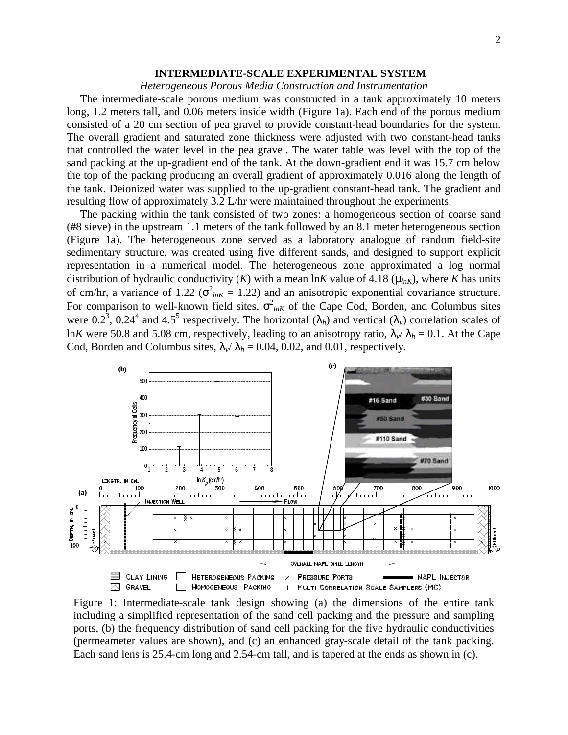## INTERMEDIATE-SCALE EXPERIMENTAL SYSTEM

### *Heterogeneous Porous Media Construction and Instrumentation*

The intermediate-scale porous medium was constructed in a tank approximately 10 meters long, 1.2 meters tall, and 0.06 meters inside width (Figure 1a). Each end of the porous medium consisted of a 20 cm section of pea gravel to provide constant-head boundaries for the system. The overall gradient and saturated zone thickness were adjusted with two constant-head tanks that controlled the water level in the pea gravel. The water table was level with the top of the sand packing at the up-gradient end of the tank. At the down-gradient end it was 15.7 cm below the top of the packing producing an overall gradient of approximately 0.016 along the length of the tank. Deionized water was supplied to the up-gradient constant-head tank. The gradient and resulting flow of approximately 3.2 L/hr were maintained throughout the experiments.

The packing within the tank consisted of two zones: a homogeneous section of coarse sand (#8 sieve) in the upstream 1.1 meters of the tank followed by an 8.1 meter heterogeneous section (Figure 1a). The heterogeneous zone served as a laboratory analogue of random field-site sedimentary structure, was created using five different sands, and designed to support explicit representation in a numerical model. The heterogeneous zone approximated a log normal distribution of hydraulic conductivity ($K$) with a mean ln$K$ value of 4.18 ($\mu_{lnK}$), where $K$ has units of cm/hr, a variance of 1.22 ($\sigma^2_{lnK} = 1.22$) and an anisotropic exponential covariance structure. For comparison to well-known field sites, $\sigma^2_{lnK}$ of the Cape Cod, Borden, and Columbus sites were 0.2[3], 0.24[4] and 4.5[5] respectively. The horizontal ($\lambda_h$) and vertical ($\lambda_v$) correlation scales of ln$K$ were 50.8 and 5.08 cm, respectively, leading to an anisotropy ratio, $\lambda_v/\lambda_h = 0.1$. At the Cape Cod, Borden and Columbus sites, $\lambda_v/\lambda_h = 0.04$, 0.02, and 0.01, respectively.

Figure 1: Intermediate-scale tank design showing (a) the dimensions of the entire tank including a simplified representation of the sand cell packing and the pressure and sampling ports, (b) the frequency distribution of sand cell packing for the five hydraulic conductivities (permeameter values are shown), and (c) an enhanced gray-scale detail of the tank packing. Each sand lens is 25.4-cm long and 2.54-cm tall, and is tapered at the ends as shown in (c).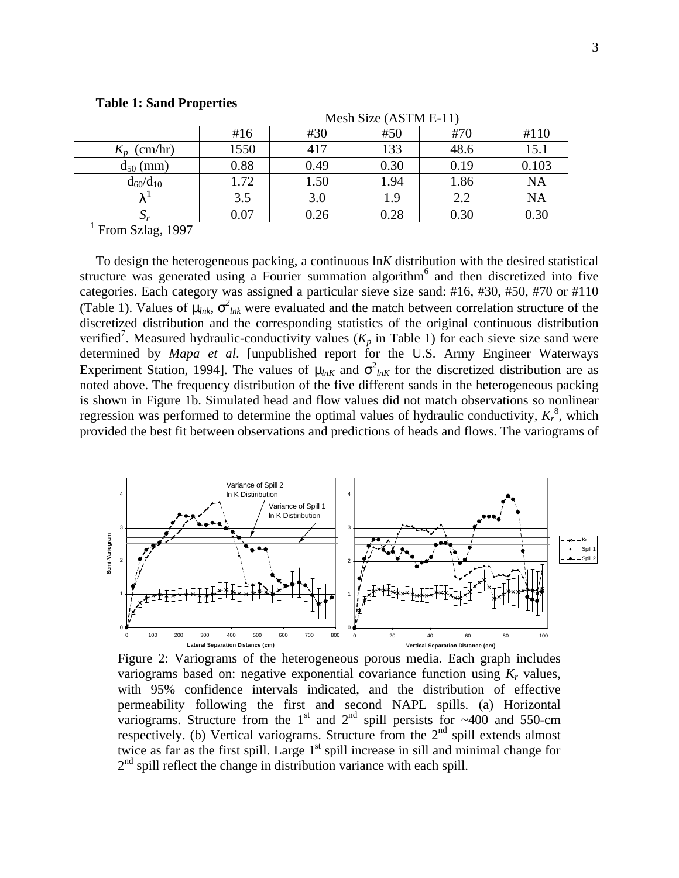**Table 1: Sand Properties**

| | Mesh Size (ASTM E-11) | | | | |
|---|---|---|---|---|---|
| | #16 | #30 | #50 | #70 | #110 |
| $K_p$ (cm/hr) | 1550 | 417 | 133 | 48.6 | 15.1 |
| $d_{50}$ (mm) | 0.88 | 0.49 | 0.30 | 0.19 | 0.103 |
| $d_{60}/d_{10}$ | 1.72 | 1.50 | 1.94 | 1.86 | NA |
| $\lambda$[1] | 3.5 | 3.0 | 1.9 | 2.2 | NA |
| $S_r$ | 0.07 | 0.26 | 0.28 | 0.30 | 0.30 |

[1] From Szlag, 1997

To design the heterogeneous packing, a continuous ln$K$ distribution with the desired statistical structure was generated using a Fourier summation algorithm[6] and then discretized into five categories. Each category was assigned a particular sieve size sand: #16, #30, #50, #70 or #110 (Table 1). Values of $\mu_{lnk}$, $\sigma^2_{lnk}$ were evaluated and the match between correlation structure of the discretized distribution and the corresponding statistics of the original continuous distribution verified[7]. Measured hydraulic-conductivity values ($K_p$ in Table 1) for each sieve size sand were determined by *Mapa et al*. [unpublished report for the U.S. Army Engineer Waterways Experiment Station, 1994]. The values of $\mu_{lnK}$ and $\sigma^2_{lnK}$ for the discretized distribution are as noted above. The frequency distribution of the five different sands in the heterogeneous packing is shown in Figure 1b. Simulated head and flow values did not match observations so nonlinear regression was performed to determine the optimal values of hydraulic conductivity, $K_r$[8], which provided the best fit between observations and predictions of heads and flows. The variograms of

Figure 2: Variograms of the heterogeneous porous media. Each graph includes variograms based on: negative exponential covariance function using $K_r$ values, with 95% confidence intervals indicated, and the distribution of effective permeability following the first and second NAPL spills. (a) Horizontal variograms. Structure from the 1st and 2nd spill persists for ~400 and 550-cm respectively. (b) Vertical variograms. Structure from the 2nd spill extends almost twice as far as the first spill. Large 1st spill increase in sill and minimal change for 2nd spill reflect the change in distribution variance with each spill.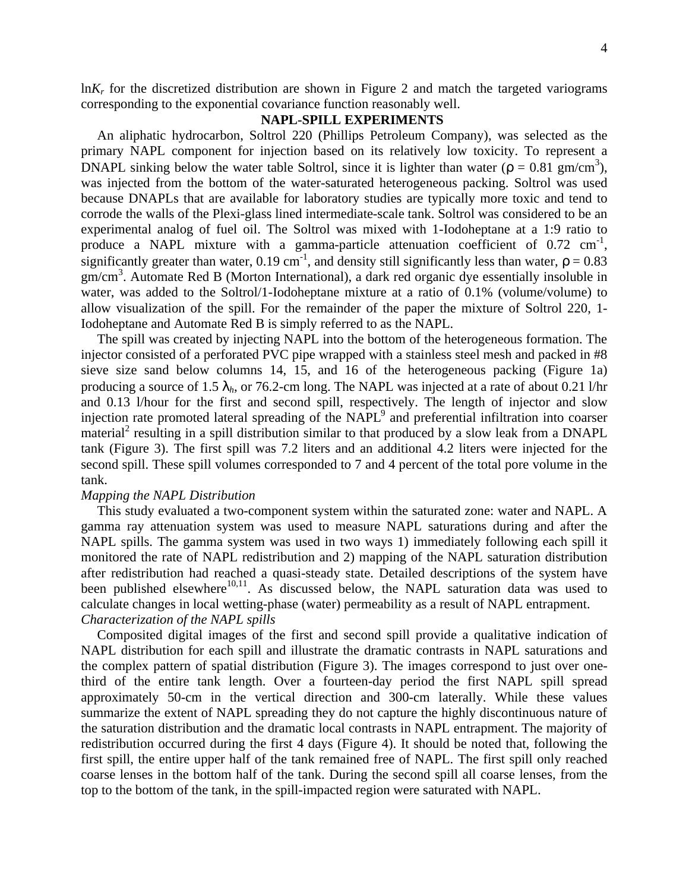$\ln K_r$ for the discretized distribution are shown in Figure 2 and match the targeted variograms corresponding to the exponential covariance function reasonably well.

## NAPL-SPILL EXPERIMENTS

An aliphatic hydrocarbon, Soltrol 220 (Phillips Petroleum Company), was selected as the primary NAPL component for injection based on its relatively low toxicity. To represent a DNAPL sinking below the water table Soltrol, since it is lighter than water ($\rho$ = 0.81 gm/cm$^3$), was injected from the bottom of the water-saturated heterogeneous packing. Soltrol was used because DNAPLs that are available for laboratory studies are typically more toxic and tend to corrode the walls of the Plexi-glass lined intermediate-scale tank. Soltrol was considered to be an experimental analog of fuel oil. The Soltrol was mixed with 1-Iodoheptane at a 1:9 ratio to produce a NAPL mixture with a gamma-particle attenuation coefficient of 0.72 cm$^{-1}$, significantly greater than water, 0.19 cm$^{-1}$, and density still significantly less than water, $\rho$ = 0.83 gm/cm$^3$. Automate Red B (Morton International), a dark red organic dye essentially insoluble in water, was added to the Soltrol/1-Iodoheptane mixture at a ratio of 0.1% (volume/volume) to allow visualization of the spill. For the remainder of the paper the mixture of Soltrol 220, 1-Iodoheptane and Automate Red B is simply referred to as the NAPL.

The spill was created by injecting NAPL into the bottom of the heterogeneous formation. The injector consisted of a perforated PVC pipe wrapped with a stainless steel mesh and packed in #8 sieve size sand below columns 14, 15, and 16 of the heterogeneous packing (Figure 1a) producing a source of 1.5 $\lambda_h$, or 76.2-cm long. The NAPL was injected at a rate of about 0.21 l/hr and 0.13 l/hour for the first and second spill, respectively. The length of injector and slow injection rate promoted lateral spreading of the NAPL[9] and preferential infiltration into coarser material[2] resulting in a spill distribution similar to that produced by a slow leak from a DNAPL tank (Figure 3). The first spill was 7.2 liters and an additional 4.2 liters were injected for the second spill. These spill volumes corresponded to 7 and 4 percent of the total pore volume in the tank.

*Mapping the NAPL Distribution*

This study evaluated a two-component system within the saturated zone: water and NAPL. A gamma ray attenuation system was used to measure NAPL saturations during and after the NAPL spills. The gamma system was used in two ways 1) immediately following each spill it monitored the rate of NAPL redistribution and 2) mapping of the NAPL saturation distribution after redistribution had reached a quasi-steady state. Detailed descriptions of the system have been published elsewhere[10,11]. As discussed below, the NAPL saturation data was used to calculate changes in local wetting-phase (water) permeability as a result of NAPL entrapment.

*Characterization of the NAPL spills*

Composited digital images of the first and second spill provide a qualitative indication of NAPL distribution for each spill and illustrate the dramatic contrasts in NAPL saturations and the complex pattern of spatial distribution (Figure 3). The images correspond to just over one-third of the entire tank length. Over a fourteen-day period the first NAPL spill spread approximately 50-cm in the vertical direction and 300-cm laterally. While these values summarize the extent of NAPL spreading they do not capture the highly discontinuous nature of the saturation distribution and the dramatic local contrasts in NAPL entrapment. The majority of redistribution occurred during the first 4 days (Figure 4). It should be noted that, following the first spill, the entire upper half of the tank remained free of NAPL. The first spill only reached coarse lenses in the bottom half of the tank. During the second spill all coarse lenses, from the top to the bottom of the tank, in the spill-impacted region were saturated with NAPL.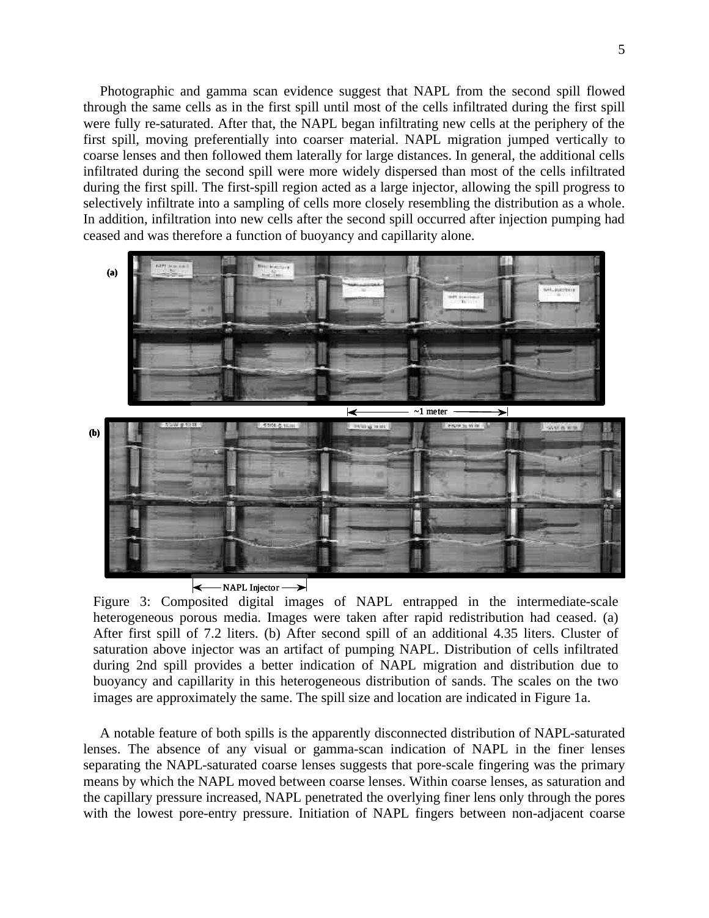Photographic and gamma scan evidence suggest that NAPL from the second spill flowed through the same cells as in the first spill until most of the cells infiltrated during the first spill were fully re-saturated. After that, the NAPL began infiltrating new cells at the periphery of the first spill, moving preferentially into coarser material. NAPL migration jumped vertically to coarse lenses and then followed them laterally for large distances. In general, the additional cells infiltrated during the second spill were more widely dispersed than most of the cells infiltrated during the first spill. The first-spill region acted as a large injector, allowing the spill progress to selectively infiltrate into a sampling of cells more closely resembling the distribution as a whole. In addition, infiltration into new cells after the second spill occurred after injection pumping had ceased and was therefore a function of buoyancy and capillarity alone.

Figure 3: Composited digital images of NAPL entrapped in the intermediate-scale heterogeneous porous media. Images were taken after rapid redistribution had ceased. (a) After first spill of 7.2 liters. (b) After second spill of an additional 4.35 liters. Cluster of saturation above injector was an artifact of pumping NAPL. Distribution of cells infiltrated during 2nd spill provides a better indication of NAPL migration and distribution due to buoyancy and capillarity in this heterogeneous distribution of sands. The scales on the two images are approximately the same. The spill size and location are indicated in Figure 1a.

A notable feature of both spills is the apparently disconnected distribution of NAPL-saturated lenses. The absence of any visual or gamma-scan indication of NAPL in the finer lenses separating the NAPL-saturated coarse lenses suggests that pore-scale fingering was the primary means by which the NAPL moved between coarse lenses. Within coarse lenses, as saturation and the capillary pressure increased, NAPL penetrated the overlying finer lens only through the pores with the lowest pore-entry pressure. Initiation of NAPL fingers between non-adjacent coarse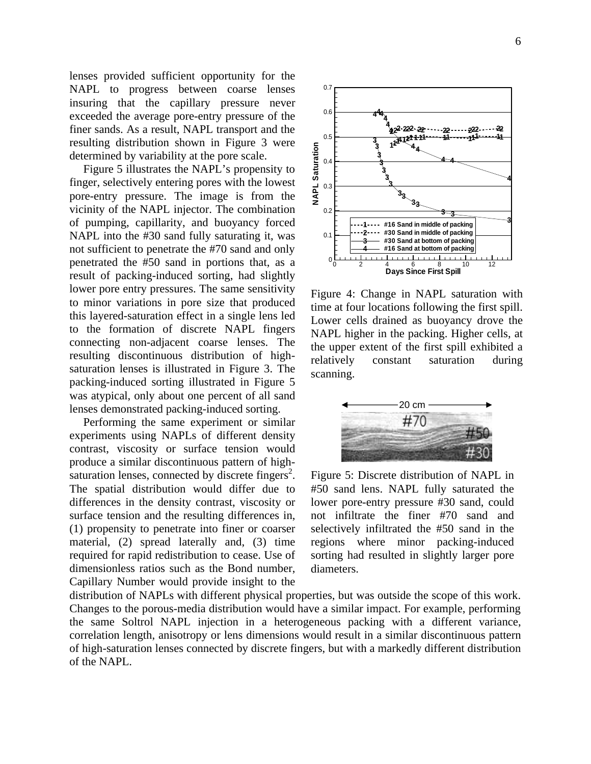lenses provided sufficient opportunity for the NAPL to progress between coarse lenses insuring that the capillary pressure never exceeded the average pore-entry pressure of the finer sands. As a result, NAPL transport and the resulting distribution shown in Figure 3 were determined by variability at the pore scale.

Figure 5 illustrates the NAPL's propensity to finger, selectively entering pores with the lowest pore-entry pressure. The image is from the vicinity of the NAPL injector. The combination of pumping, capillarity, and buoyancy forced NAPL into the #30 sand fully saturating it, was not sufficient to penetrate the #70 sand and only penetrated the #50 sand in portions that, as a result of packing-induced sorting, had slightly lower pore entry pressures. The same sensitivity to minor variations in pore size that produced this layered-saturation effect in a single lens led to the formation of discrete NAPL fingers connecting non-adjacent coarse lenses. The resulting discontinuous distribution of high-saturation lenses is illustrated in Figure 3. The packing-induced sorting illustrated in Figure 5 was atypical, only about one percent of all sand lenses demonstrated packing-induced sorting.

Figure 4: Change in NAPL saturation with time at four locations following the first spill. Lower cells drained as buoyancy drove the NAPL higher in the packing. Higher cells, at the upper extent of the first spill exhibited a relatively constant saturation during scanning.

Figure 5: Discrete distribution of NAPL in #50 sand lens. NAPL fully saturated the lower pore-entry pressure #30 sand, could not infiltrate the finer #70 sand and selectively infiltrated the #50 sand in the regions where minor packing-induced sorting had resulted in slightly larger pore diameters.

Performing the same experiment or similar experiments using NAPLs of different density contrast, viscosity or surface tension would produce a similar discontinuous pattern of high-saturation lenses, connected by discrete fingers[2]. The spatial distribution would differ due to differences in the density contrast, viscosity or surface tension and the resulting differences in, (1) propensity to penetrate into finer or coarser material, (2) spread laterally and, (3) time required for rapid redistribution to cease. Use of dimensionless ratios such as the Bond number, Capillary Number would provide insight to the distribution of NAPLs with different physical properties, but was outside the scope of this work. Changes to the porous-media distribution would have a similar impact. For example, performing the same Soltrol NAPL injection in a heterogeneous packing with a different variance, correlation length, anisotropy or lens dimensions would result in a similar discontinuous pattern of high-saturation lenses connected by discrete fingers, but with a markedly different distribution of the NAPL.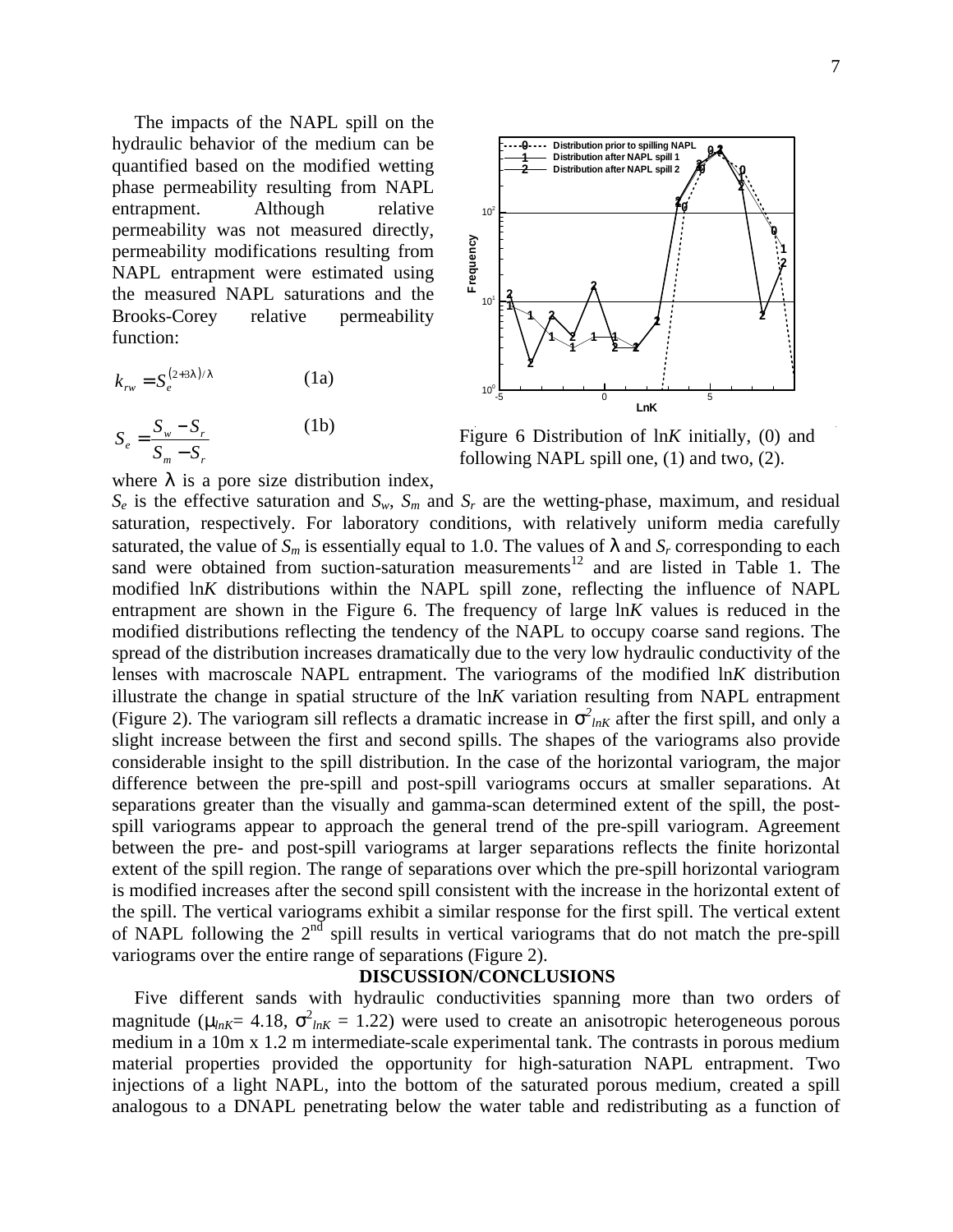The impacts of the NAPL spill on the hydraulic behavior of the medium can be quantified based on the modified wetting phase permeability resulting from NAPL entrapment. Although relative permeability was not measured directly, permeability modifications resulting from NAPL entrapment were estimated using the measured NAPL saturations and the Brooks-Corey relative permeability function:

$$k_{rw} = S_e^{(2+3\lambda)/\lambda} \tag{1a}$$

$$S_e = \frac{S_w - S_r}{S_m - S_r} \tag{1b}$$

Figure 6 Distribution of ln*K* initially, (0) and following NAPL spill one, (1) and two, (2).

where $\lambda$ is a pore size distribution index, $S_e$ is the effective saturation and $S_w$, $S_m$ and $S_r$ are the wetting-phase, maximum, and residual saturation, respectively. For laboratory conditions, with relatively uniform media carefully saturated, the value of $S_m$ is essentially equal to 1.0. The values of $\lambda$ and $S_r$ corresponding to each sand were obtained from suction-saturation measurements[12] and are listed in Table 1. The modified ln*K* distributions within the NAPL spill zone, reflecting the influence of NAPL entrapment are shown in the Figure 6. The frequency of large ln*K* values is reduced in the modified distributions reflecting the tendency of the NAPL to occupy coarse sand regions. The spread of the distribution increases dramatically due to the very low hydraulic conductivity of the lenses with macroscale NAPL entrapment. The variograms of the modified ln*K* distribution illustrate the change in spatial structure of the ln*K* variation resulting from NAPL entrapment (Figure 2). The variogram sill reflects a dramatic increase in $\sigma^2_{lnK}$ after the first spill, and only a slight increase between the first and second spills. The shapes of the variograms also provide considerable insight to the spill distribution. In the case of the horizontal variogram, the major difference between the pre-spill and post-spill variograms occurs at smaller separations. At separations greater than the visually and gamma-scan determined extent of the spill, the post-spill variograms appear to approach the general trend of the pre-spill variogram. Agreement between the pre- and post-spill variograms at larger separations reflects the finite horizontal extent of the spill region. The range of separations over which the pre-spill horizontal variogram is modified increases after the second spill consistent with the increase in the horizontal extent of the spill. The vertical variograms exhibit a similar response for the first spill. The vertical extent of NAPL following the 2nd spill results in vertical variograms that do not match the pre-spill variograms over the entire range of separations (Figure 2).

## DISCUSSION/CONCLUSIONS

Five different sands with hydraulic conductivities spanning more than two orders of magnitude ($\mu_{lnK}$= 4.18, $\sigma^2_{lnK}$ = 1.22) were used to create an anisotropic heterogeneous porous medium in a 10m x 1.2 m intermediate-scale experimental tank. The contrasts in porous medium material properties provided the opportunity for high-saturation NAPL entrapment. Two injections of a light NAPL, into the bottom of the saturated porous medium, created a spill analogous to a DNAPL penetrating below the water table and redistributing as a function of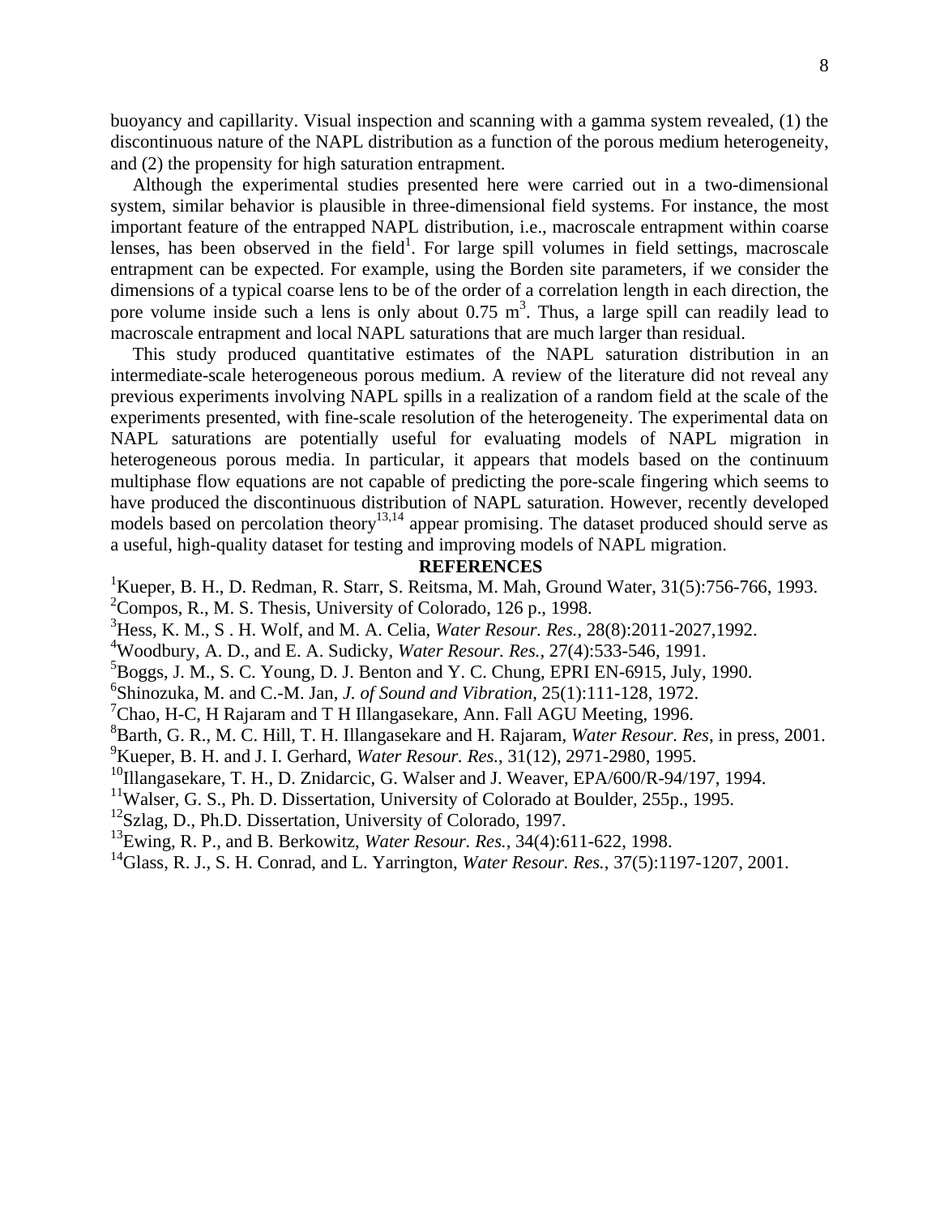buoyancy and capillarity. Visual inspection and scanning with a gamma system revealed, (1) the discontinuous nature of the NAPL distribution as a function of the porous medium heterogeneity, and (2) the propensity for high saturation entrapment.

Although the experimental studies presented here were carried out in a two-dimensional system, similar behavior is plausible in three-dimensional field systems. For instance, the most important feature of the entrapped NAPL distribution, i.e., macroscale entrapment within coarse lenses, has been observed in the field[1]. For large spill volumes in field settings, macroscale entrapment can be expected. For example, using the Borden site parameters, if we consider the dimensions of a typical coarse lens to be of the order of a correlation length in each direction, the pore volume inside such a lens is only about 0.75 $m^3$. Thus, a large spill can readily lead to macroscale entrapment and local NAPL saturations that are much larger than residual.

This study produced quantitative estimates of the NAPL saturation distribution in an intermediate-scale heterogeneous porous medium. A review of the literature did not reveal any previous experiments involving NAPL spills in a realization of a random field at the scale of the experiments presented, with fine-scale resolution of the heterogeneity. The experimental data on NAPL saturations are potentially useful for evaluating models of NAPL migration in heterogeneous porous media. In particular, it appears that models based on the continuum multiphase flow equations are not capable of predicting the pore-scale fingering which seems to have produced the discontinuous distribution of NAPL saturation. However, recently developed models based on percolation theory[13,14] appear promising. The dataset produced should serve as a useful, high-quality dataset for testing and improving models of NAPL migration.

## REFERENCES

[1]Kueper, B. H., D. Redman, R. Starr, S. Reitsma, M. Mah, Ground Water, 31(5):756-766, 1993.
[2]Compos, R., M. S. Thesis, University of Colorado, 126 p., 1998.
[3]Hess, K. M., S . H. Wolf, and M. A. Celia, *Water Resour. Res.*, 28(8):2011-2027,1992.
[4]Woodbury, A. D., and E. A. Sudicky, *Water Resour. Res.*, 27(4):533-546, 1991.
[5]Boggs, J. M., S. C. Young, D. J. Benton and Y. C. Chung, EPRI EN-6915, July, 1990.
[6]Shinozuka, M. and C.-M. Jan, *J. of Sound and Vibration*, 25(1):111-128, 1972.
[7]Chao, H-C, H Rajaram and T H Illangasekare, Ann. Fall AGU Meeting, 1996.
[8]Barth, G. R., M. C. Hill, T. H. Illangasekare and H. Rajaram, *Water Resour. Res*, in press, 2001.
[9]Kueper, B. H. and J. I. Gerhard, *Water Resour. Res.*, 31(12), 2971-2980, 1995.
[10]Illangasekare, T. H., D. Znidarcic, G. Walser and J. Weaver, EPA/600/R-94/197, 1994.
[11]Walser, G. S., Ph. D. Dissertation, University of Colorado at Boulder, 255p., 1995.
[12]Szlag, D., Ph.D. Dissertation, University of Colorado, 1997.
[13]Ewing, R. P., and B. Berkowitz, *Water Resour. Res.*, 34(4):611-622, 1998.
[14]Glass, R. J., S. H. Conrad, and L. Yarrington, *Water Resour. Res.*, 37(5):1197-1207, 2001.